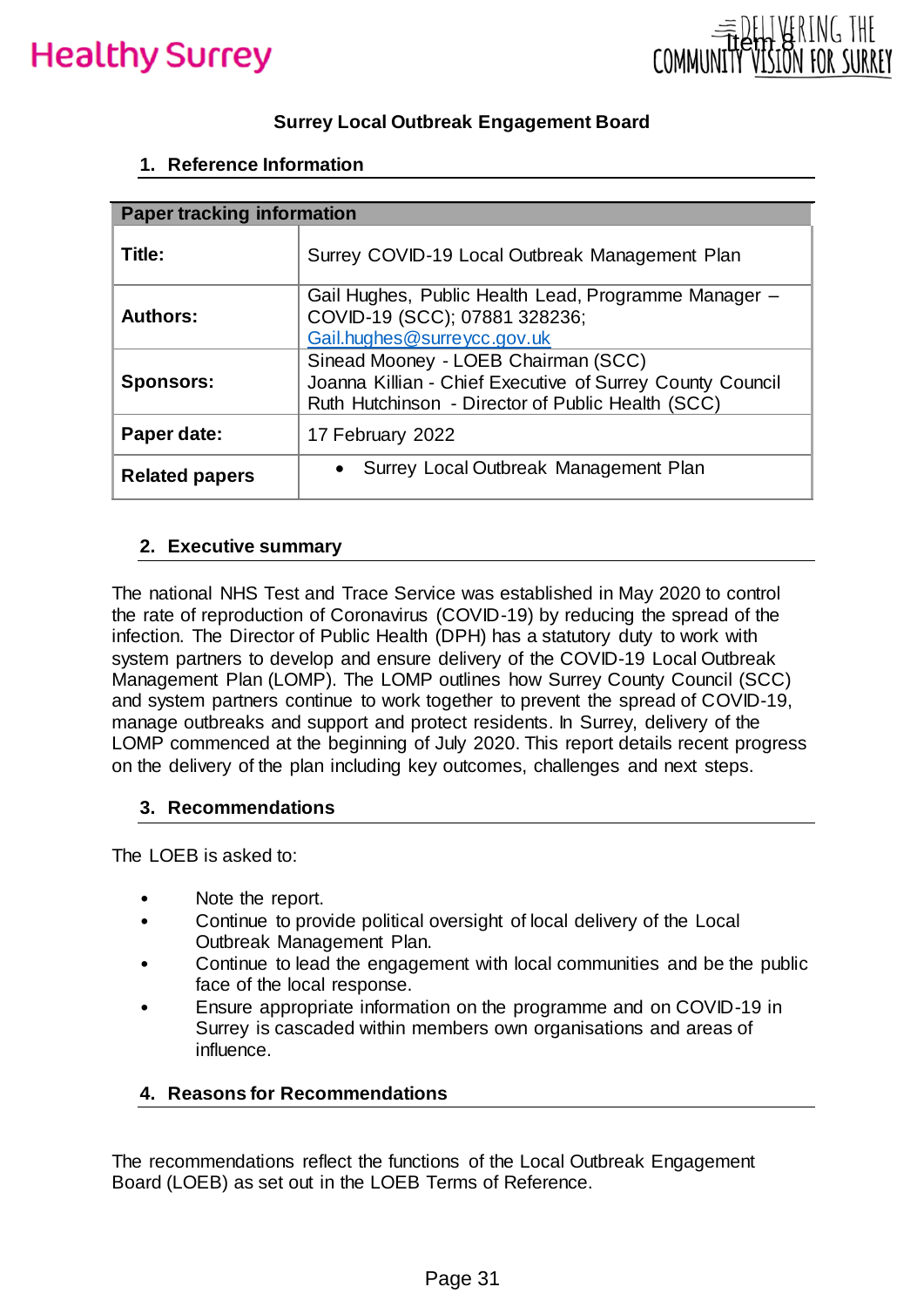Healthy Surrey

DELIVERING THE COMMUNITY VISION FOR SURREY

Item 8

# Surrey Local Outbreak Engagement Board

## 1. Reference Information

| Paper tracking information | |
|---|---|
| **Title:** | Surrey COVID-19 Local Outbreak Management Plan |
| **Authors:** | Gail Hughes, Public Health Lead, Programme Manager – COVID-19 (SCC); 07881 328236; Gail.hughes@surreycc.gov.uk |
| **Sponsors:** | Sinead Mooney - LOEB Chairman (SCC)<br>Joanna Killian - Chief Executive of Surrey County Council<br>Ruth Hutchinson - Director of Public Health (SCC) |
| **Paper date:** | 17 February 2022 |
| **Related papers** | • Surrey Local Outbreak Management Plan |

## 2. Executive summary

The national NHS Test and Trace Service was established in May 2020 to control the rate of reproduction of Coronavirus (COVID-19) by reducing the spread of the infection. The Director of Public Health (DPH) has a statutory duty to work with system partners to develop and ensure delivery of the COVID-19 Local Outbreak Management Plan (LOMP). The LOMP outlines how Surrey County Council (SCC) and system partners continue to work together to prevent the spread of COVID-19, manage outbreaks and support and protect residents. In Surrey, delivery of the LOMP commenced at the beginning of July 2020. This report details recent progress on the delivery of the plan including key outcomes, challenges and next steps.

## 3. Recommendations

The LOEB is asked to:

- Note the report.
- Continue to provide political oversight of local delivery of the Local Outbreak Management Plan.
- Continue to lead the engagement with local communities and be the public face of the local response.
- Ensure appropriate information on the programme and on COVID-19 in Surrey is cascaded within members own organisations and areas of influence.

## 4. Reasons for Recommendations

The recommendations reflect the functions of the Local Outbreak Engagement Board (LOEB) as set out in the LOEB Terms of Reference.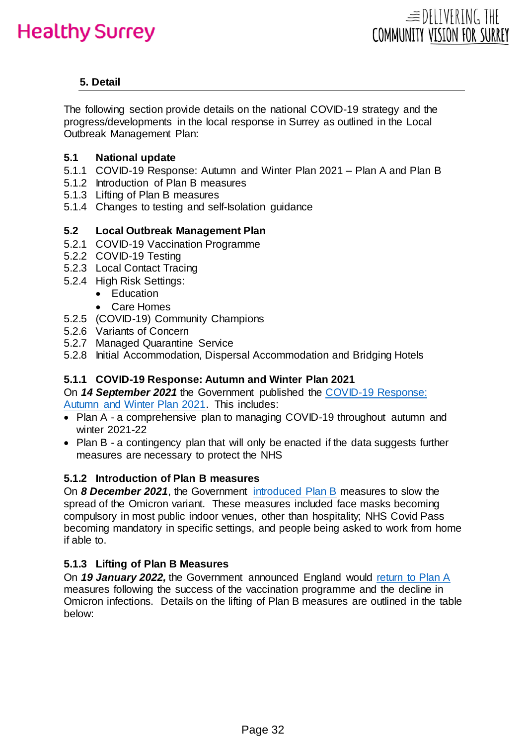## 5. Detail

The following section provide details on the national COVID-19 strategy and the progress/developments in the local response in Surrey as outlined in the Local Outbreak Management Plan:

**5.1 National update**

5.1.1 COVID-19 Response: Autumn and Winter Plan 2021 – Plan A and Plan B
5.1.2 Introduction of Plan B measures
5.1.3 Lifting of Plan B measures
5.1.4 Changes to testing and self-Isolation guidance

**5.2 Local Outbreak Management Plan**

5.2.1 COVID-19 Vaccination Programme
5.2.2 COVID-19 Testing
5.2.3 Local Contact Tracing
5.2.4 High Risk Settings:
- Education
- Care Homes

5.2.5 (COVID-19) Community Champions
5.2.6 Variants of Concern
5.2.7 Managed Quarantine Service
5.2.8 Initial Accommodation, Dispersal Accommodation and Bridging Hotels

### 5.1.1 COVID-19 Response: Autumn and Winter Plan 2021

On ***14 September 2021*** the Government published the COVID-19 Response: Autumn and Winter Plan 2021. This includes:

- Plan A - a comprehensive plan to managing COVID-19 throughout autumn and winter 2021-22
- Plan B - a contingency plan that will only be enacted if the data suggests further measures are necessary to protect the NHS

### 5.1.2 Introduction of Plan B measures

On ***8 December 2021***, the Government introduced Plan B measures to slow the spread of the Omicron variant. These measures included face masks becoming compulsory in most public indoor venues, other than hospitality; NHS Covid Pass becoming mandatory in specific settings, and people being asked to work from home if able to.

### 5.1.3 Lifting of Plan B Measures

On ***19 January 2022,*** the Government announced England would return to Plan A measures following the success of the vaccination programme and the decline in Omicron infections. Details on the lifting of Plan B measures are outlined in the table below: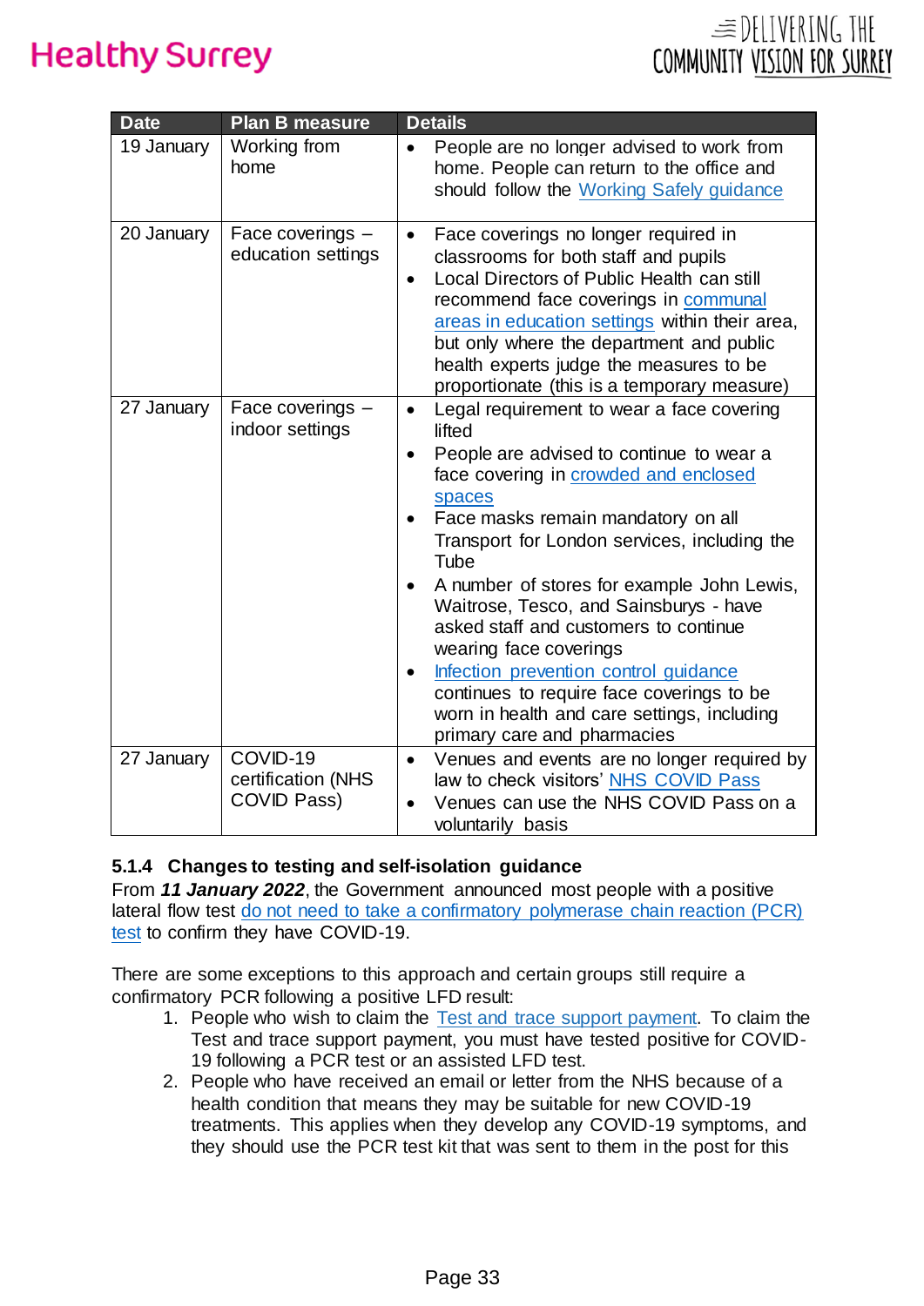| Date | Plan B measure | Details |
|---|---|---|
| 19 January | Working from home | • People are no longer advised to work from home. People can return to the office and should follow the Working Safely guidance |
| 20 January | Face coverings – education settings | • Face coverings no longer required in classrooms for both staff and pupils<br>• Local Directors of Public Health can still recommend face coverings in communal areas in education settings within their area, but only where the department and public health experts judge the measures to be proportionate (this is a temporary measure) |
| 27 January | Face coverings – indoor settings | • Legal requirement to wear a face covering lifted<br>• People are advised to continue to wear a face covering in crowded and enclosed spaces<br>• Face masks remain mandatory on all Transport for London services, including the Tube<br>• A number of stores for example John Lewis, Waitrose, Tesco, and Sainsburys - have asked staff and customers to continue wearing face coverings<br>• Infection prevention control guidance continues to require face coverings to be worn in health and care settings, including primary care and pharmacies |
| 27 January | COVID-19 certification (NHS COVID Pass) | • Venues and events are no longer required by law to check visitors' NHS COVID Pass<br>• Venues can use the NHS COVID Pass on a voluntarily basis |

### 5.1.4 Changes to testing and self-isolation guidance

From ***11 January 2022***, the Government announced most people with a positive lateral flow test do not need to take a confirmatory polymerase chain reaction (PCR) test to confirm they have COVID-19.

There are some exceptions to this approach and certain groups still require a confirmatory PCR following a positive LFD result:

1. People who wish to claim the Test and trace support payment. To claim the Test and trace support payment, you must have tested positive for COVID-19 following a PCR test or an assisted LFD test.
2. People who have received an email or letter from the NHS because of a health condition that means they may be suitable for new COVID-19 treatments. This applies when they develop any COVID-19 symptoms, and they should use the PCR test kit that was sent to them in the post for this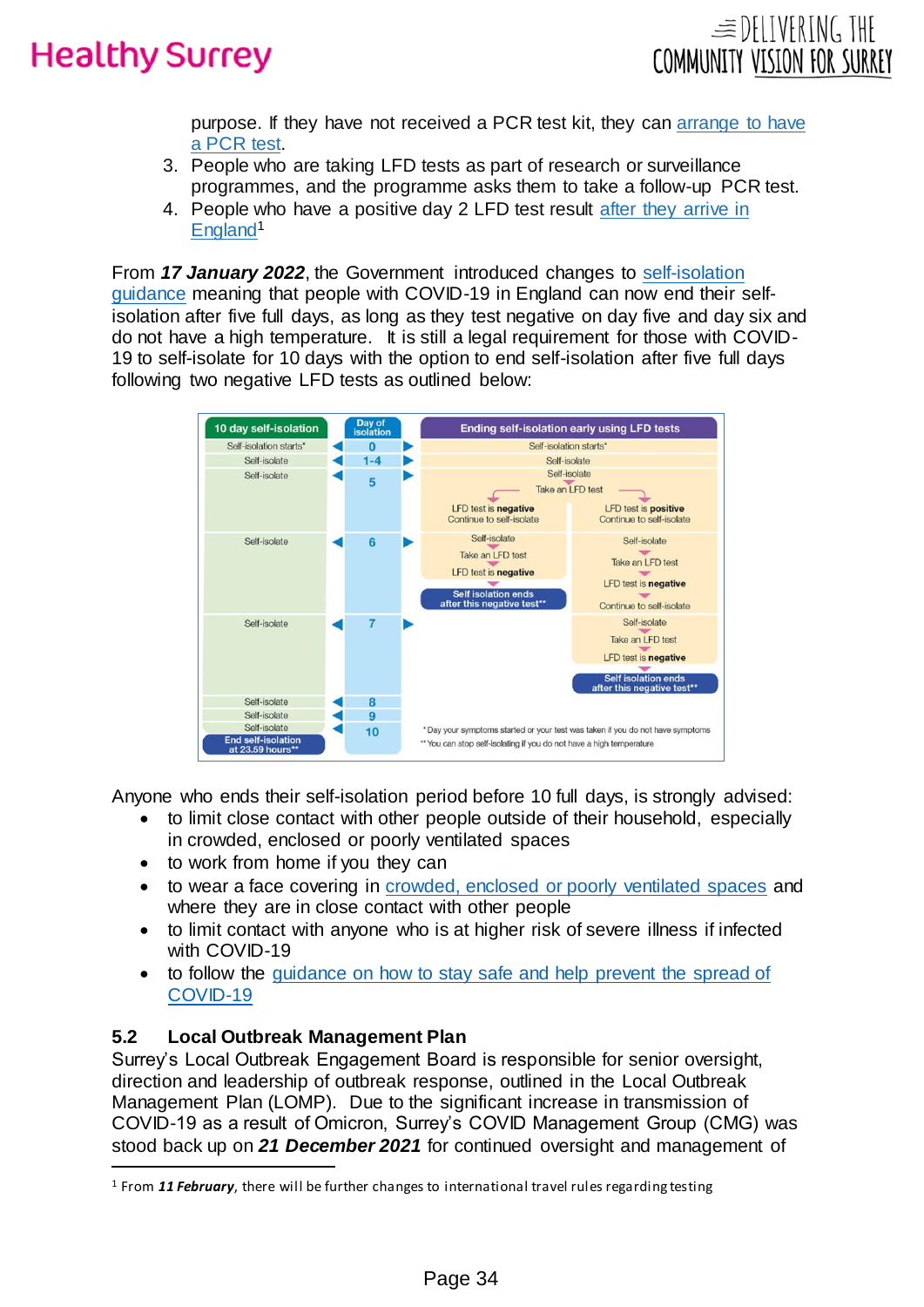purpose. If they have not received a PCR test kit, they can [arrange to have a PCR test](#).

3. People who are taking LFD tests as part of research or surveillance programmes, and the programme asks them to take a follow-up PCR test.
4. People who have a positive day 2 LFD test result [after they arrive in England](#)[1]

From ***17 January 2022***, the Government introduced changes to [self-isolation guidance](#) meaning that people with COVID-19 in England can now end their self-isolation after five full days, as long as they test negative on day five and day six and do not have a high temperature. It is still a legal requirement for those with COVID-19 to self-isolate for 10 days with the option to end self-isolation after five full days following two negative LFD tests as outlined below:

| 10 day self-isolation | Day of isolation | Ending self-isolation early using LFD tests | |
|---|---|---|---|
| Self-isolation starts* | 0 | Self-isolation starts* | |
| Self-isolate | 1-4 | Self-isolate | |
| Self-isolate | 5 | Self-isolate<br>Take an LFD test | |
| | | LFD test is **negative**<br>Continue to self-isolate | LFD test is **positive**<br>Continue to self-isolate |
| Self-isolate | 6 | Self-isolate<br>Take an LFD test<br>LFD test is **negative**<br>**Self isolation ends after this negative test\*\*** | Self-isolate<br>Take an LFD test<br>LFD test is **negative**<br>Continue to self-isolate |
| Self-isolate | 7 | | Self-isolate<br>Take an LFD test<br>LFD test is **negative**<br>**Self isolation ends after this negative test\*\*** |
| Self-isolate | 8 | | |
| Self-isolate | 9 | | |
| Self-isolate<br>**End self-isolation at 23.59 hours\*\*** | 10 | | |

\* Day your symptoms started or your test was taken if you do not have symptoms
\*\* You can stop self-isolating if you do not have a high temperature

Anyone who ends their self-isolation period before 10 full days, is strongly advised:

- to limit close contact with other people outside of their household, especially in crowded, enclosed or poorly ventilated spaces
- to work from home if you they can
- to wear a face covering in [crowded, enclosed or poorly ventilated spaces](#) and where they are in close contact with other people
- to limit contact with anyone who is at higher risk of severe illness if infected with COVID-19
- to follow the [guidance on how to stay safe and help prevent the spread of COVID-19](#)

### 5.2 Local Outbreak Management Plan

Surrey's Local Outbreak Engagement Board is responsible for senior oversight, direction and leadership of outbreak response, outlined in the Local Outbreak Management Plan (LOMP). Due to the significant increase in transmission of COVID-19 as a result of Omicron, Surrey's COVID Management Group (CMG) was stood back up on ***21 December 2021*** for continued oversight and management of

---

[1] From ***11 February***, there will be further changes to international travel rules regarding testing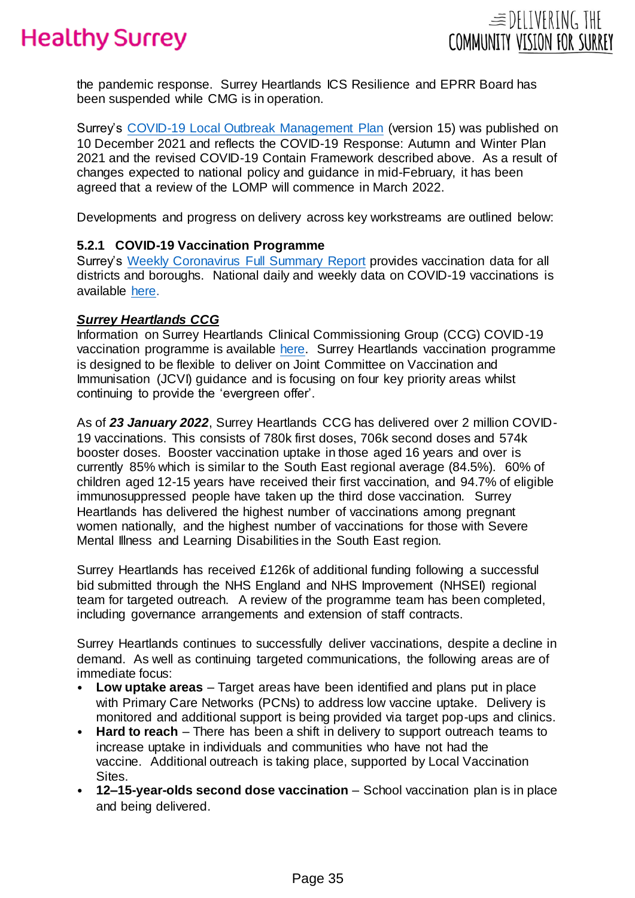the pandemic response. Surrey Heartlands ICS Resilience and EPRR Board has been suspended while CMG is in operation.

Surrey's [COVID-19 Local Outbreak Management Plan] (version 15) was published on 10 December 2021 and reflects the COVID-19 Response: Autumn and Winter Plan 2021 and the revised COVID-19 Contain Framework described above. As a result of changes expected to national policy and guidance in mid-February, it has been agreed that a review of the LOMP will commence in March 2022.

Developments and progress on delivery across key workstreams are outlined below:

### 5.2.1 COVID-19 Vaccination Programme

Surrey's [Weekly Coronavirus Full Summary Report] provides vaccination data for all districts and boroughs. National daily and weekly data on COVID-19 vaccinations is available [here].

***Surrey Heartlands CCG***

Information on Surrey Heartlands Clinical Commissioning Group (CCG) COVID-19 vaccination programme is available [here]. Surrey Heartlands vaccination programme is designed to be flexible to deliver on Joint Committee on Vaccination and Immunisation (JCVI) guidance and is focusing on four key priority areas whilst continuing to provide the 'evergreen offer'.

As of ***23 January 2022***, Surrey Heartlands CCG has delivered over 2 million COVID-19 vaccinations. This consists of 780k first doses, 706k second doses and 574k booster doses. Booster vaccination uptake in those aged 16 years and over is currently 85% which is similar to the South East regional average (84.5%). 60% of children aged 12-15 years have received their first vaccination, and 94.7% of eligible immunosuppressed people have taken up the third dose vaccination. Surrey Heartlands has delivered the highest number of vaccinations among pregnant women nationally, and the highest number of vaccinations for those with Severe Mental Illness and Learning Disabilities in the South East region.

Surrey Heartlands has received £126k of additional funding following a successful bid submitted through the NHS England and NHS Improvement (NHSEI) regional team for targeted outreach. A review of the programme team has been completed, including governance arrangements and extension of staff contracts.

Surrey Heartlands continues to successfully deliver vaccinations, despite a decline in demand. As well as continuing targeted communications, the following areas are of immediate focus:

- **Low uptake areas** – Target areas have been identified and plans put in place with Primary Care Networks (PCNs) to address low vaccine uptake. Delivery is monitored and additional support is being provided via target pop-ups and clinics.
- **Hard to reach** – There has been a shift in delivery to support outreach teams to increase uptake in individuals and communities who have not had the vaccine. Additional outreach is taking place, supported by Local Vaccination Sites.
- **12–15-year-olds second dose vaccination** – School vaccination plan is in place and being delivered.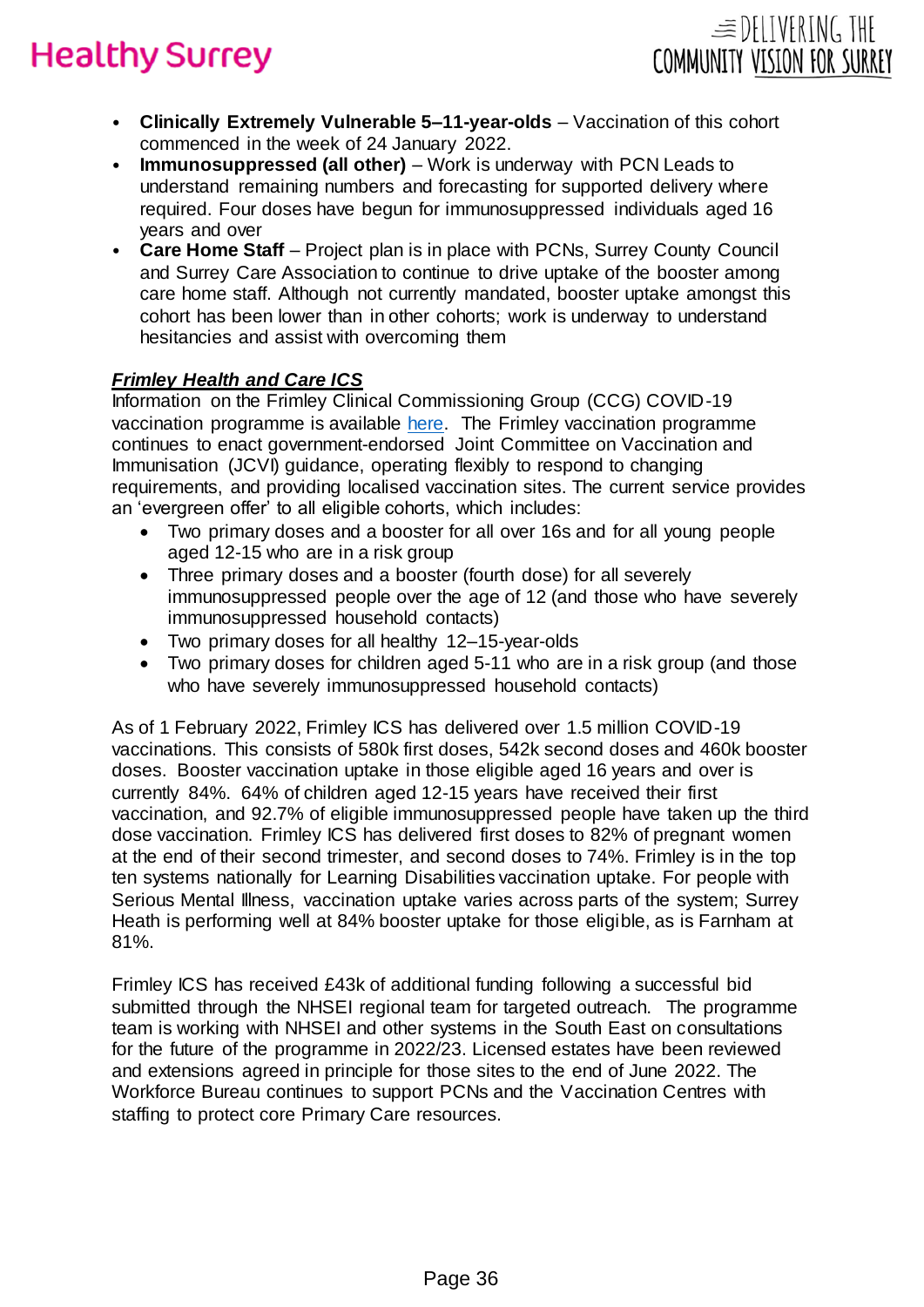- **Clinically Extremely Vulnerable 5–11-year-olds** – Vaccination of this cohort commenced in the week of 24 January 2022.
- **Immunosuppressed (all other)** – Work is underway with PCN Leads to understand remaining numbers and forecasting for supported delivery where required. Four doses have begun for immunosuppressed individuals aged 16 years and over
- **Care Home Staff** – Project plan is in place with PCNs, Surrey County Council and Surrey Care Association to continue to drive uptake of the booster among care home staff. Although not currently mandated, booster uptake amongst this cohort has been lower than in other cohorts; work is underway to understand hesitancies and assist with overcoming them

***Frimley Health and Care ICS***

Information on the Frimley Clinical Commissioning Group (CCG) COVID-19 vaccination programme is available here. The Frimley vaccination programme continues to enact government-endorsed Joint Committee on Vaccination and Immunisation (JCVI) guidance, operating flexibly to respond to changing requirements, and providing localised vaccination sites. The current service provides an 'evergreen offer' to all eligible cohorts, which includes:

- Two primary doses and a booster for all over 16s and for all young people aged 12-15 who are in a risk group
- Three primary doses and a booster (fourth dose) for all severely immunosuppressed people over the age of 12 (and those who have severely immunosuppressed household contacts)
- Two primary doses for all healthy 12–15-year-olds
- Two primary doses for children aged 5-11 who are in a risk group (and those who have severely immunosuppressed household contacts)

As of 1 February 2022, Frimley ICS has delivered over 1.5 million COVID-19 vaccinations. This consists of 580k first doses, 542k second doses and 460k booster doses. Booster vaccination uptake in those eligible aged 16 years and over is currently 84%. 64% of children aged 12-15 years have received their first vaccination, and 92.7% of eligible immunosuppressed people have taken up the third dose vaccination. Frimley ICS has delivered first doses to 82% of pregnant women at the end of their second trimester, and second doses to 74%. Frimley is in the top ten systems nationally for Learning Disabilities vaccination uptake. For people with Serious Mental Illness, vaccination uptake varies across parts of the system; Surrey Heath is performing well at 84% booster uptake for those eligible, as is Farnham at 81%.

Frimley ICS has received £43k of additional funding following a successful bid submitted through the NHSEI regional team for targeted outreach. The programme team is working with NHSEI and other systems in the South East on consultations for the future of the programme in 2022/23. Licensed estates have been reviewed and extensions agreed in principle for those sites to the end of June 2022. The Workforce Bureau continues to support PCNs and the Vaccination Centres with staffing to protect core Primary Care resources.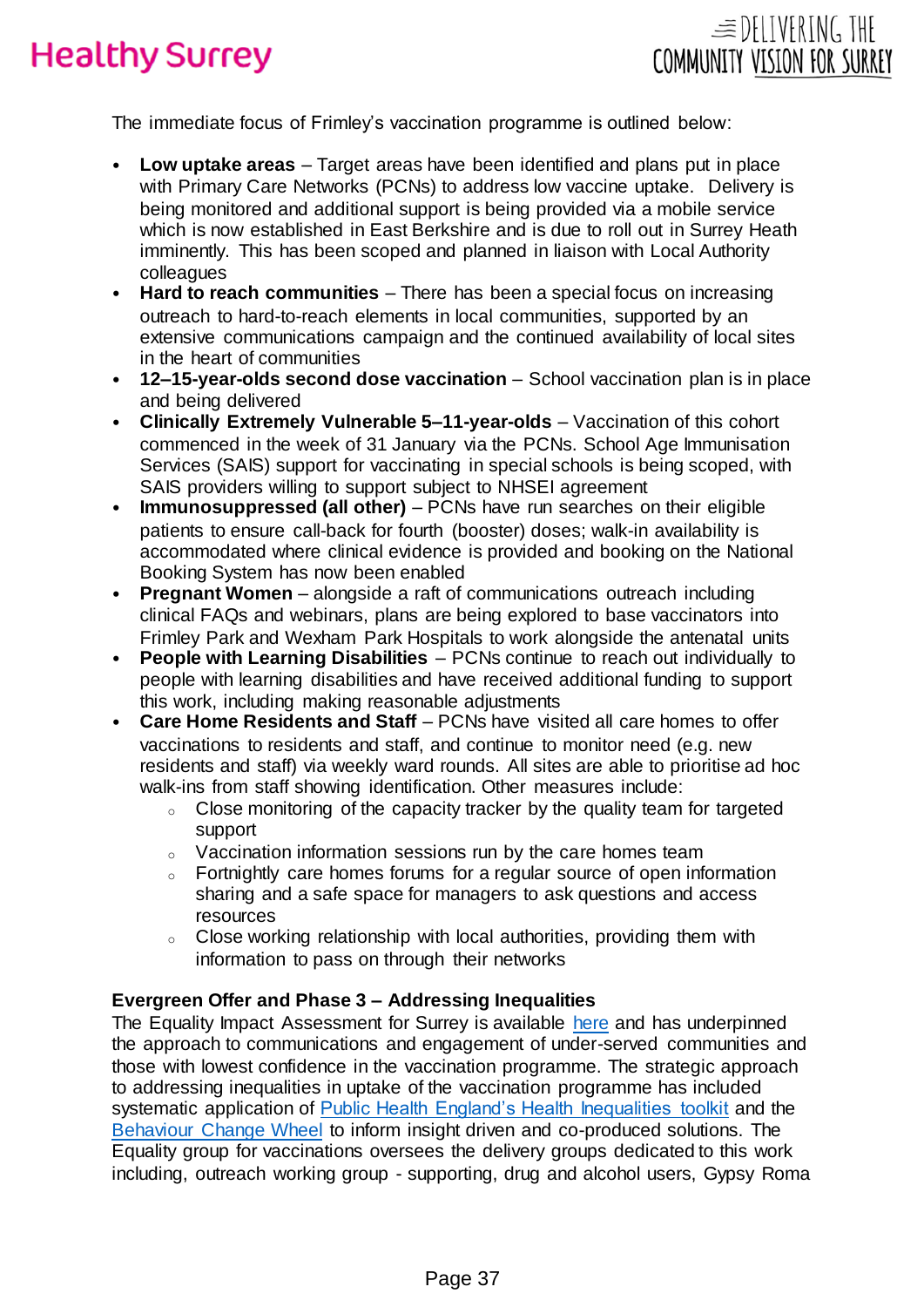The immediate focus of Frimley's vaccination programme is outlined below:

- **Low uptake areas** – Target areas have been identified and plans put in place with Primary Care Networks (PCNs) to address low vaccine uptake. Delivery is being monitored and additional support is being provided via a mobile service which is now established in East Berkshire and is due to roll out in Surrey Heath imminently. This has been scoped and planned in liaison with Local Authority colleagues
- **Hard to reach communities** – There has been a special focus on increasing outreach to hard-to-reach elements in local communities, supported by an extensive communications campaign and the continued availability of local sites in the heart of communities
- **12–15-year-olds second dose vaccination** – School vaccination plan is in place and being delivered
- **Clinically Extremely Vulnerable 5–11-year-olds** – Vaccination of this cohort commenced in the week of 31 January via the PCNs. School Age Immunisation Services (SAIS) support for vaccinating in special schools is being scoped, with SAIS providers willing to support subject to NHSEI agreement
- **Immunosuppressed (all other)** – PCNs have run searches on their eligible patients to ensure call-back for fourth (booster) doses; walk-in availability is accommodated where clinical evidence is provided and booking on the National Booking System has now been enabled
- **Pregnant Women** – alongside a raft of communications outreach including clinical FAQs and webinars, plans are being explored to base vaccinators into Frimley Park and Wexham Park Hospitals to work alongside the antenatal units
- **People with Learning Disabilities** – PCNs continue to reach out individually to people with learning disabilities and have received additional funding to support this work, including making reasonable adjustments
- **Care Home Residents and Staff** – PCNs have visited all care homes to offer vaccinations to residents and staff, and continue to monitor need (e.g. new residents and staff) via weekly ward rounds. All sites are able to prioritise ad hoc walk-ins from staff showing identification. Other measures include:
    - Close monitoring of the capacity tracker by the quality team for targeted support
    - Vaccination information sessions run by the care homes team
    - Fortnightly care homes forums for a regular source of open information sharing and a safe space for managers to ask questions and access resources
    - Close working relationship with local authorities, providing them with information to pass on through their networks

**Evergreen Offer and Phase 3 – Addressing Inequalities**

The Equality Impact Assessment for Surrey is available here and has underpinned the approach to communications and engagement of under-served communities and those with lowest confidence in the vaccination programme. The strategic approach to addressing inequalities in uptake of the vaccination programme has included systematic application of Public Health England's Health Inequalities toolkit and the Behaviour Change Wheel to inform insight driven and co-produced solutions. The Equality group for vaccinations oversees the delivery groups dedicated to this work including, outreach working group - supporting, drug and alcohol users, Gypsy Roma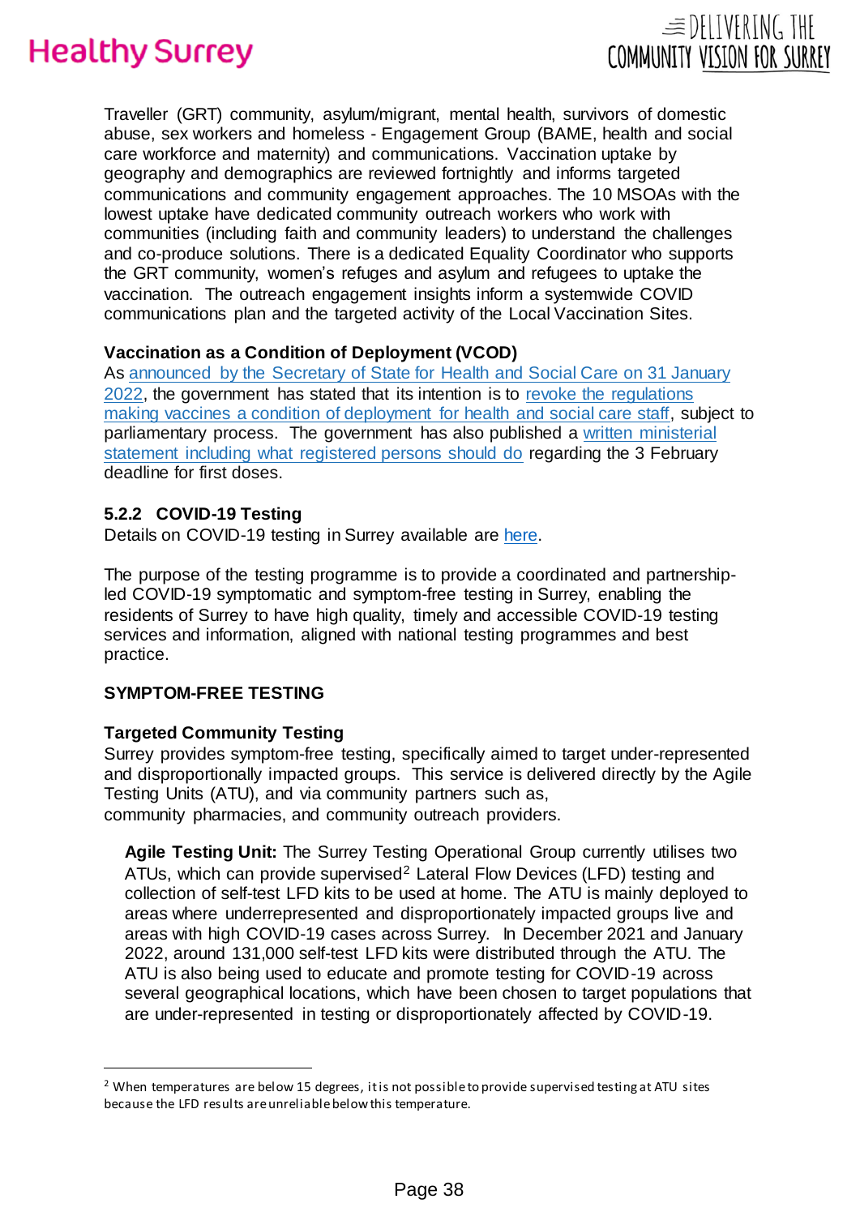Traveller (GRT) community, asylum/migrant, mental health, survivors of domestic abuse, sex workers and homeless - Engagement Group (BAME, health and social care workforce and maternity) and communications. Vaccination uptake by geography and demographics are reviewed fortnightly and informs targeted communications and community engagement approaches. The 10 MSOAs with the lowest uptake have dedicated community outreach workers who work with communities (including faith and community leaders) to understand the challenges and co-produce solutions. There is a dedicated Equality Coordinator who supports the GRT community, women's refuges and asylum and refugees to uptake the vaccination. The outreach engagement insights inform a systemwide COVID communications plan and the targeted activity of the Local Vaccination Sites.

**Vaccination as a Condition of Deployment (VCOD)**

As announced by the Secretary of State for Health and Social Care on 31 January 2022, the government has stated that its intention is to revoke the regulations making vaccines a condition of deployment for health and social care staff, subject to parliamentary process. The government has also published a written ministerial statement including what registered persons should do regarding the 3 February deadline for first doses.

### 5.2.2 COVID-19 Testing

Details on COVID-19 testing in Surrey available are here.

The purpose of the testing programme is to provide a coordinated and partnership-led COVID-19 symptomatic and symptom-free testing in Surrey, enabling the residents of Surrey to have high quality, timely and accessible COVID-19 testing services and information, aligned with national testing programmes and best practice.

**SYMPTOM-FREE TESTING**

**Targeted Community Testing**

Surrey provides symptom-free testing, specifically aimed to target under-represented and disproportionally impacted groups. This service is delivered directly by the Agile Testing Units (ATU), and via community partners such as, community pharmacies, and community outreach providers.

**Agile Testing Unit:** The Surrey Testing Operational Group currently utilises two ATUs, which can provide supervised[2] Lateral Flow Devices (LFD) testing and collection of self-test LFD kits to be used at home. The ATU is mainly deployed to areas where underrepresented and disproportionately impacted groups live and areas with high COVID-19 cases across Surrey. In December 2021 and January 2022, around 131,000 self-test LFD kits were distributed through the ATU. The ATU is also being used to educate and promote testing for COVID-19 across several geographical locations, which have been chosen to target populations that are under-represented in testing or disproportionately affected by COVID-19.

[2] When temperatures are below 15 degrees, it is not possible to provide supervised testing at ATU sites because the LFD results are unreliable below this temperature.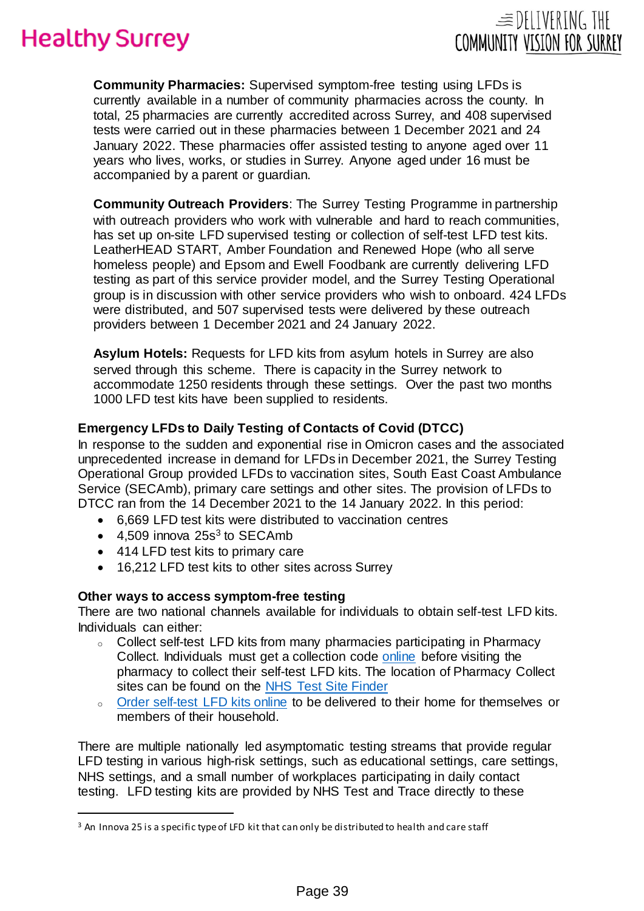**Community Pharmacies:** Supervised symptom-free testing using LFDs is currently available in a number of community pharmacies across the county. In total, 25 pharmacies are currently accredited across Surrey, and 408 supervised tests were carried out in these pharmacies between 1 December 2021 and 24 January 2022. These pharmacies offer assisted testing to anyone aged over 11 years who lives, works, or studies in Surrey. Anyone aged under 16 must be accompanied by a parent or guardian.

**Community Outreach Providers**: The Surrey Testing Programme in partnership with outreach providers who work with vulnerable and hard to reach communities, has set up on-site LFD supervised testing or collection of self-test LFD test kits. LeatherHEAD START, Amber Foundation and Renewed Hope (who all serve homeless people) and Epsom and Ewell Foodbank are currently delivering LFD testing as part of this service provider model, and the Surrey Testing Operational group is in discussion with other service providers who wish to onboard. 424 LFDs were distributed, and 507 supervised tests were delivered by these outreach providers between 1 December 2021 and 24 January 2022.

**Asylum Hotels:** Requests for LFD kits from asylum hotels in Surrey are also served through this scheme. There is capacity in the Surrey network to accommodate 1250 residents through these settings. Over the past two months 1000 LFD test kits have been supplied to residents.

### Emergency LFDs to Daily Testing of Contacts of Covid (DTCC)

In response to the sudden and exponential rise in Omicron cases and the associated unprecedented increase in demand for LFDs in December 2021, the Surrey Testing Operational Group provided LFDs to vaccination sites, South East Coast Ambulance Service (SECAmb), primary care settings and other sites. The provision of LFDs to DTCC ran from the 14 December 2021 to the 14 January 2022. In this period:

- 6,669 LFD test kits were distributed to vaccination centres
- 4,509 innova 25s[3] to SECAmb
- 414 LFD test kits to primary care
- 16,212 LFD test kits to other sites across Surrey

### Other ways to access symptom-free testing

There are two national channels available for individuals to obtain self-test LFD kits. Individuals can either:

- Collect self-test LFD kits from many pharmacies participating in Pharmacy Collect. Individuals must get a collection code online before visiting the pharmacy to collect their self-test LFD kits. The location of Pharmacy Collect sites can be found on the NHS Test Site Finder
- Order self-test LFD kits online to be delivered to their home for themselves or members of their household.

There are multiple nationally led asymptomatic testing streams that provide regular LFD testing in various high-risk settings, such as educational settings, care settings, NHS settings, and a small number of workplaces participating in daily contact testing. LFD testing kits are provided by NHS Test and Trace directly to these

---

[3] An Innova 25 is a specific type of LFD kit that can only be distributed to health and care staff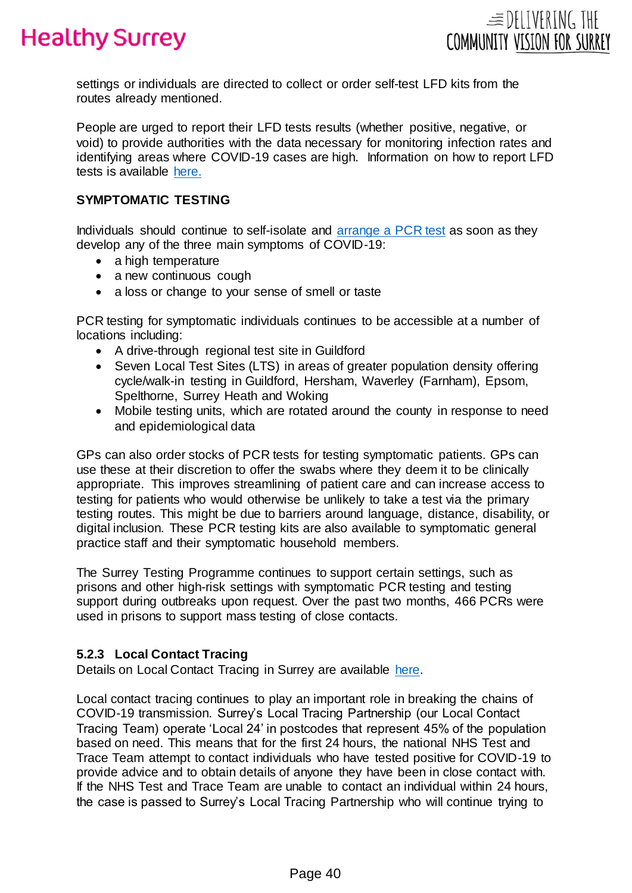settings or individuals are directed to collect or order self-test LFD kits from the routes already mentioned.

People are urged to report their LFD tests results (whether positive, negative, or void) to provide authorities with the data necessary for monitoring infection rates and identifying areas where COVID-19 cases are high. Information on how to report LFD tests is available here.

**SYMPTOMATIC TESTING**

Individuals should continue to self-isolate and arrange a PCR test as soon as they develop any of the three main symptoms of COVID-19:

- a high temperature
- a new continuous cough
- a loss or change to your sense of smell or taste

PCR testing for symptomatic individuals continues to be accessible at a number of locations including:

- A drive-through regional test site in Guildford
- Seven Local Test Sites (LTS) in areas of greater population density offering cycle/walk-in testing in Guildford, Hersham, Waverley (Farnham), Epsom, Spelthorne, Surrey Heath and Woking
- Mobile testing units, which are rotated around the county in response to need and epidemiological data

GPs can also order stocks of PCR tests for testing symptomatic patients. GPs can use these at their discretion to offer the swabs where they deem it to be clinically appropriate. This improves streamlining of patient care and can increase access to testing for patients who would otherwise be unlikely to take a test via the primary testing routes. This might be due to barriers around language, distance, disability, or digital inclusion. These PCR testing kits are also available to symptomatic general practice staff and their symptomatic household members.

The Surrey Testing Programme continues to support certain settings, such as prisons and other high-risk settings with symptomatic PCR testing and testing support during outbreaks upon request. Over the past two months, 466 PCRs were used in prisons to support mass testing of close contacts.

### 5.2.3 Local Contact Tracing

Details on Local Contact Tracing in Surrey are available here.

Local contact tracing continues to play an important role in breaking the chains of COVID-19 transmission. Surrey's Local Tracing Partnership (our Local Contact Tracing Team) operate 'Local 24' in postcodes that represent 45% of the population based on need. This means that for the first 24 hours, the national NHS Test and Trace Team attempt to contact individuals who have tested positive for COVID-19 to provide advice and to obtain details of anyone they have been in close contact with. If the NHS Test and Trace Team are unable to contact an individual within 24 hours, the case is passed to Surrey's Local Tracing Partnership who will continue trying to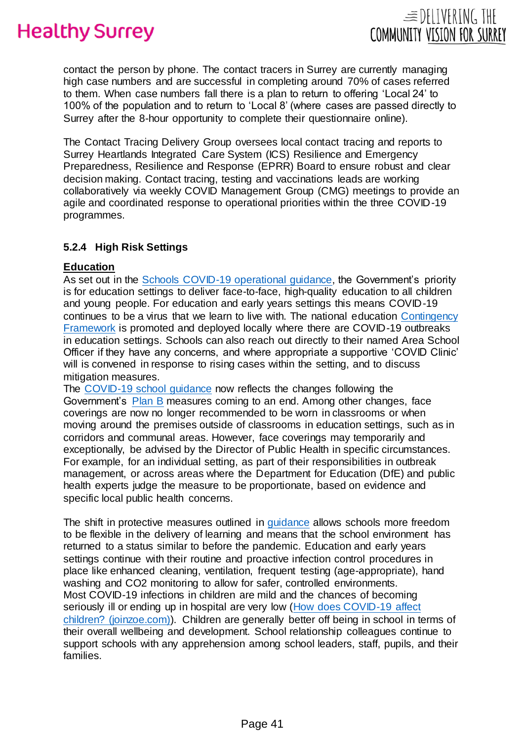contact the person by phone. The contact tracers in Surrey are currently managing high case numbers and are successful in completing around 70% of cases referred to them. When case numbers fall there is a plan to return to offering 'Local 24' to 100% of the population and to return to 'Local 8' (where cases are passed directly to Surrey after the 8-hour opportunity to complete their questionnaire online).

The Contact Tracing Delivery Group oversees local contact tracing and reports to Surrey Heartlands Integrated Care System (ICS) Resilience and Emergency Preparedness, Resilience and Response (EPRR) Board to ensure robust and clear decision making. Contact tracing, testing and vaccinations leads are working collaboratively via weekly COVID Management Group (CMG) meetings to provide an agile and coordinated response to operational priorities within the three COVID-19 programmes.

### 5.2.4 High Risk Settings

**Education**

As set out in the Schools COVID-19 operational guidance, the Government's priority is for education settings to deliver face-to-face, high-quality education to all children and young people. For education and early years settings this means COVID-19 continues to be a virus that we learn to live with. The national education Contingency Framework is promoted and deployed locally where there are COVID-19 outbreaks in education settings. Schools can also reach out directly to their named Area School Officer if they have any concerns, and where appropriate a supportive 'COVID Clinic' will is convened in response to rising cases within the setting, and to discuss mitigation measures.
The COVID-19 school guidance now reflects the changes following the Government's Plan B measures coming to an end. Among other changes, face coverings are now no longer recommended to be worn in classrooms or when moving around the premises outside of classrooms in education settings, such as in corridors and communal areas. However, face coverings may temporarily and exceptionally, be advised by the Director of Public Health in specific circumstances. For example, for an individual setting, as part of their responsibilities in outbreak management, or across areas where the Department for Education (DfE) and public health experts judge the measure to be proportionate, based on evidence and specific local public health concerns.

The shift in protective measures outlined in guidance allows schools more freedom to be flexible in the delivery of learning and means that the school environment has returned to a status similar to before the pandemic. Education and early years settings continue with their routine and proactive infection control procedures in place like enhanced cleaning, ventilation, frequent testing (age-appropriate), hand washing and $CO_2$ monitoring to allow for safer, controlled environments.
Most COVID-19 infections in children are mild and the chances of becoming seriously ill or ending up in hospital are very low (How does COVID-19 affect children? (joinzoe.com)). Children are generally better off being in school in terms of their overall wellbeing and development. School relationship colleagues continue to support schools with any apprehension among school leaders, staff, pupils, and their families.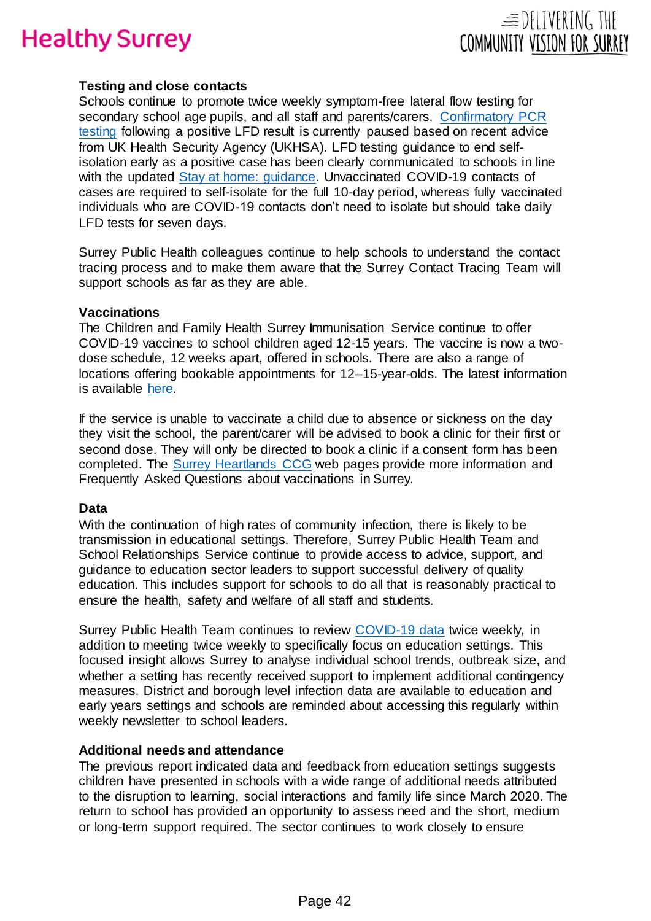**Testing and close contacts**

Schools continue to promote twice weekly symptom-free lateral flow testing for secondary school age pupils, and all staff and parents/carers. Confirmatory PCR testing following a positive LFD result is currently paused based on recent advice from UK Health Security Agency (UKHSA). LFD testing guidance to end self-isolation early as a positive case has been clearly communicated to schools in line with the updated Stay at home: guidance. Unvaccinated COVID-19 contacts of cases are required to self-isolate for the full 10-day period, whereas fully vaccinated individuals who are COVID-19 contacts don't need to isolate but should take daily LFD tests for seven days.

Surrey Public Health colleagues continue to help schools to understand the contact tracing process and to make them aware that the Surrey Contact Tracing Team will support schools as far as they are able.

**Vaccinations**

The Children and Family Health Surrey Immunisation Service continue to offer COVID-19 vaccines to school children aged 12-15 years. The vaccine is now a two-dose schedule, 12 weeks apart, offered in schools. There are also a range of locations offering bookable appointments for 12–15-year-olds. The latest information is available here.

If the service is unable to vaccinate a child due to absence or sickness on the day they visit the school, the parent/carer will be advised to book a clinic for their first or second dose. They will only be directed to book a clinic if a consent form has been completed. The Surrey Heartlands CCG web pages provide more information and Frequently Asked Questions about vaccinations in Surrey.

**Data**

With the continuation of high rates of community infection, there is likely to be transmission in educational settings. Therefore, Surrey Public Health Team and School Relationships Service continue to provide access to advice, support, and guidance to education sector leaders to support successful delivery of quality education. This includes support for schools to do all that is reasonably practical to ensure the health, safety and welfare of all staff and students.

Surrey Public Health Team continues to review COVID-19 data twice weekly, in addition to meeting twice weekly to specifically focus on education settings. This focused insight allows Surrey to analyse individual school trends, outbreak size, and whether a setting has recently received support to implement additional contingency measures. District and borough level infection data are available to education and early years settings and schools are reminded about accessing this regularly within weekly newsletter to school leaders.

**Additional needs and attendance**

The previous report indicated data and feedback from education settings suggests children have presented in schools with a wide range of additional needs attributed to the disruption to learning, social interactions and family life since March 2020. The return to school has provided an opportunity to assess need and the short, medium or long-term support required. The sector continues to work closely to ensure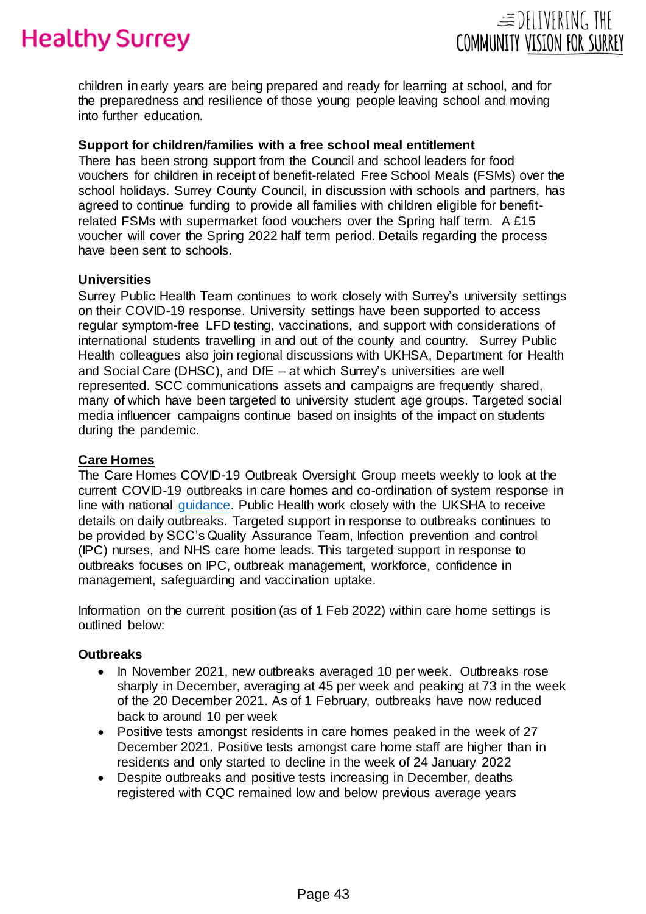children in early years are being prepared and ready for learning at school, and for the preparedness and resilience of those young people leaving school and moving into further education.

**Support for children/families with a free school meal entitlement**

There has been strong support from the Council and school leaders for food vouchers for children in receipt of benefit-related Free School Meals (FSMs) over the school holidays. Surrey County Council, in discussion with schools and partners, has agreed to continue funding to provide all families with children eligible for benefit-related FSMs with supermarket food vouchers over the Spring half term. A £15 voucher will cover the Spring 2022 half term period. Details regarding the process have been sent to schools.

**Universities**

Surrey Public Health Team continues to work closely with Surrey's university settings on their COVID-19 response. University settings have been supported to access regular symptom-free LFD testing, vaccinations, and support with considerations of international students travelling in and out of the county and country. Surrey Public Health colleagues also join regional discussions with UKHSA, Department for Health and Social Care (DHSC), and DfE – at which Surrey's universities are well represented. SCC communications assets and campaigns are frequently shared, many of which have been targeted to university student age groups. Targeted social media influencer campaigns continue based on insights of the impact on students during the pandemic.

**Care Homes**

The Care Homes COVID-19 Outbreak Oversight Group meets weekly to look at the current COVID-19 outbreaks in care homes and co-ordination of system response in line with national guidance. Public Health work closely with the UKSHA to receive details on daily outbreaks. Targeted support in response to outbreaks continues to be provided by SCC's Quality Assurance Team, Infection prevention and control (IPC) nurses, and NHS care home leads. This targeted support in response to outbreaks focuses on IPC, outbreak management, workforce, confidence in management, safeguarding and vaccination uptake.

Information on the current position (as of 1 Feb 2022) within care home settings is outlined below:

**Outbreaks**

- In November 2021, new outbreaks averaged 10 per week. Outbreaks rose sharply in December, averaging at 45 per week and peaking at 73 in the week of the 20 December 2021. As of 1 February, outbreaks have now reduced back to around 10 per week
- Positive tests amongst residents in care homes peaked in the week of 27 December 2021. Positive tests amongst care home staff are higher than in residents and only started to decline in the week of 24 January 2022
- Despite outbreaks and positive tests increasing in December, deaths registered with CQC remained low and below previous average years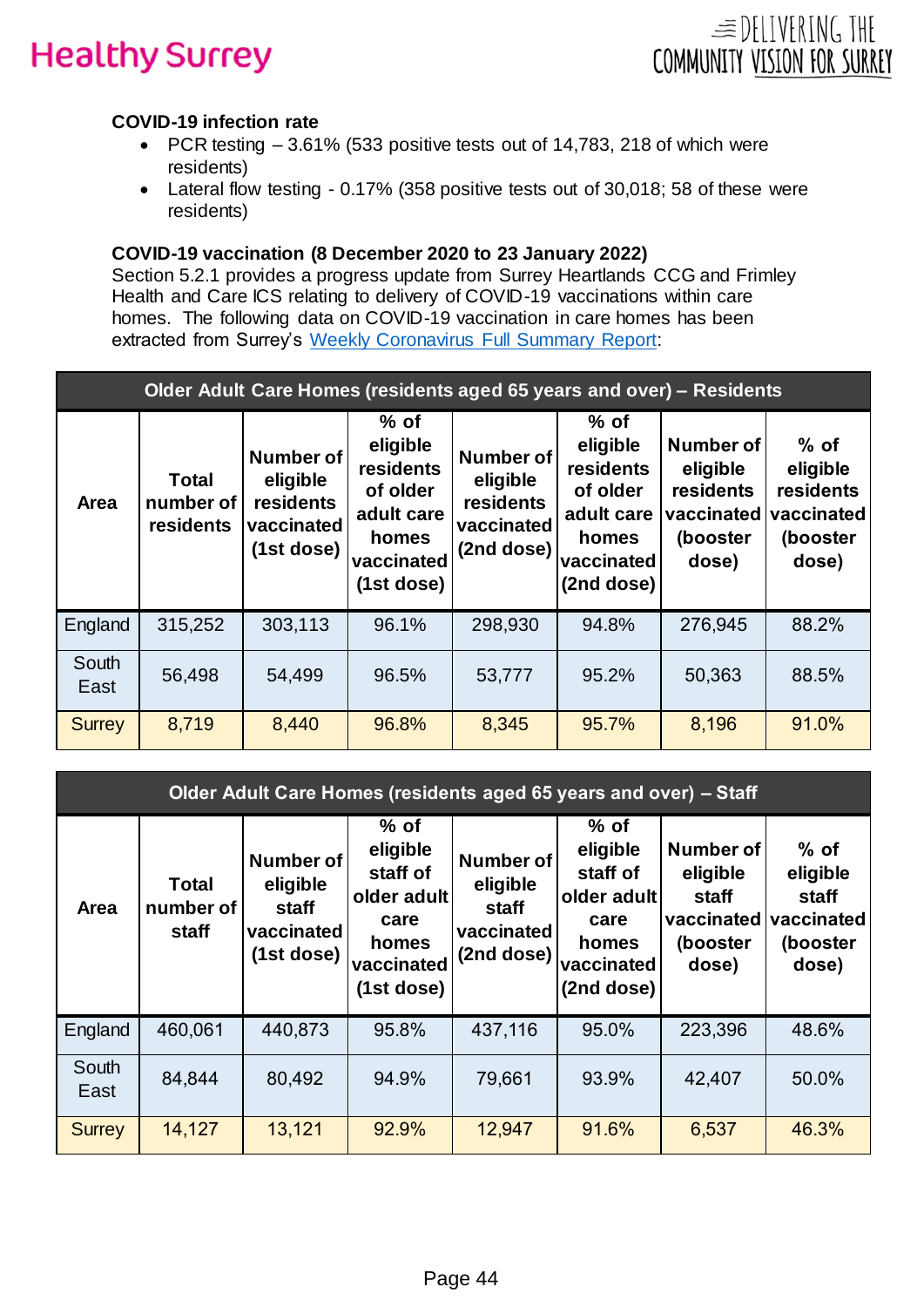**COVID-19 infection rate**

- PCR testing – 3.61% (533 positive tests out of 14,783, 218 of which were residents)
- Lateral flow testing - 0.17% (358 positive tests out of 30,018; 58 of these were residents)

**COVID-19 vaccination (8 December 2020 to 23 January 2022)**

Section 5.2.1 provides a progress update from Surrey Heartlands CCG and Frimley Health and Care ICS relating to delivery of COVID-19 vaccinations within care homes. The following data on COVID-19 vaccination in care homes has been extracted from Surrey's Weekly Coronavirus Full Summary Report:

| Older Adult Care Homes (residents aged 65 years and over) – Residents | | | | | | | |
|---|---|---|---|---|---|---|---|
| Area | Total number of residents | Number of eligible residents vaccinated (1st dose) | % of eligible residents of older adult care homes vaccinated (1st dose) | Number of eligible residents vaccinated (2nd dose) | % of eligible residents of older adult care homes vaccinated (2nd dose) | Number of eligible residents vaccinated (booster dose) | % of eligible residents vaccinated (booster dose) |
| England | 315,252 | 303,113 | 96.1% | 298,930 | 94.8% | 276,945 | 88.2% |
| South East | 56,498 | 54,499 | 96.5% | 53,777 | 95.2% | 50,363 | 88.5% |
| Surrey | 8,719 | 8,440 | 96.8% | 8,345 | 95.7% | 8,196 | 91.0% |

| Older Adult Care Homes (residents aged 65 years and over) – Staff | | | | | | | |
|---|---|---|---|---|---|---|---|
| Area | Total number of staff | Number of eligible staff vaccinated (1st dose) | % of eligible staff of older adult care homes vaccinated (1st dose) | Number of eligible staff vaccinated (2nd dose) | % of eligible staff of older adult care homes vaccinated (2nd dose) | Number of eligible staff vaccinated (booster dose) | % of eligible staff vaccinated (booster dose) |
| England | 460,061 | 440,873 | 95.8% | 437,116 | 95.0% | 223,396 | 48.6% |
| South East | 84,844 | 80,492 | 94.9% | 79,661 | 93.9% | 42,407 | 50.0% |
| Surrey | 14,127 | 13,121 | 92.9% | 12,947 | 91.6% | 6,537 | 46.3% |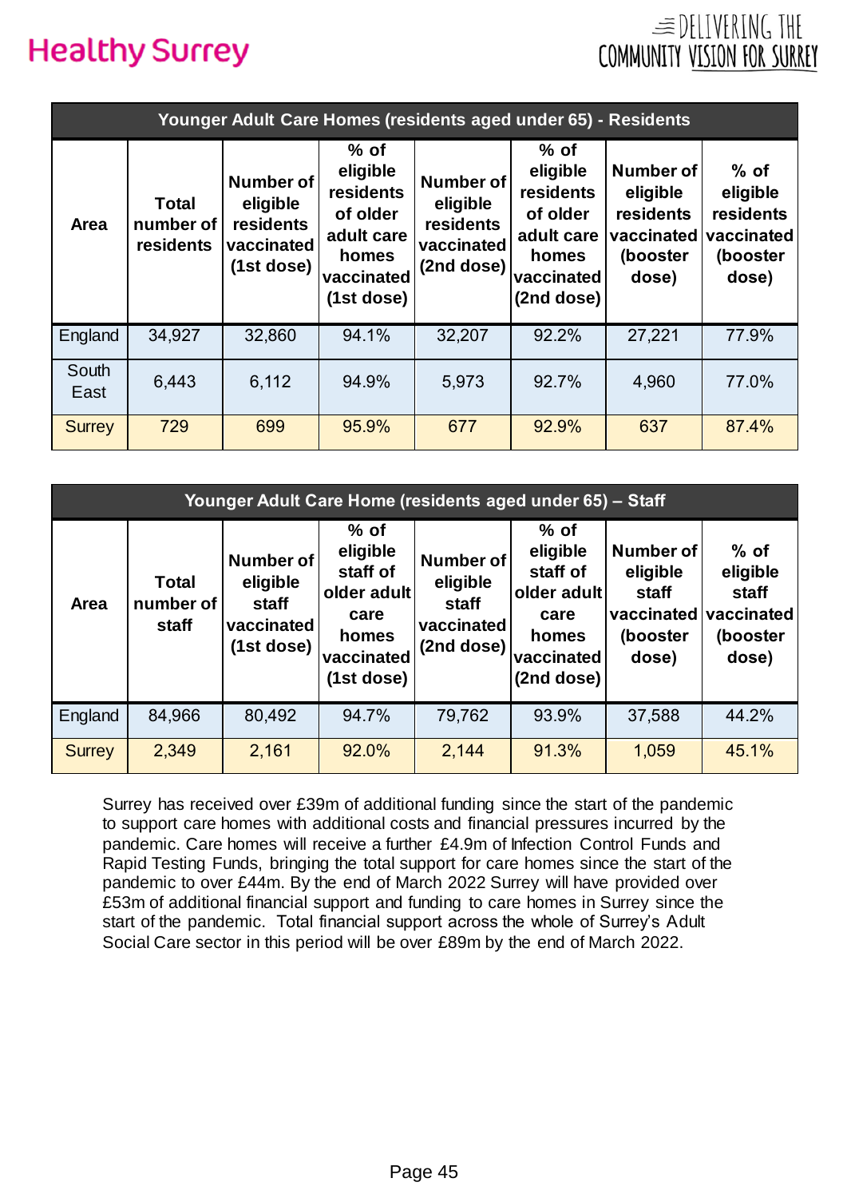| Younger Adult Care Homes (residents aged under 65) - Residents | | | | | | | |
|---|---|---|---|---|---|---|---|
| Area | Total number of residents | Number of eligible residents vaccinated (1st dose) | % of eligible residents of older adult care homes vaccinated (1st dose) | Number of eligible residents vaccinated (2nd dose) | % of eligible residents of older adult care homes vaccinated (2nd dose) | Number of eligible residents vaccinated (booster dose) | % of eligible residents vaccinated (booster dose) |
| England | 34,927 | 32,860 | 94.1% | 32,207 | 92.2% | 27,221 | 77.9% |
| South East | 6,443 | 6,112 | 94.9% | 5,973 | 92.7% | 4,960 | 77.0% |
| Surrey | 729 | 699 | 95.9% | 677 | 92.9% | 637 | 87.4% |

| Younger Adult Care Home (residents aged under 65) – Staff | | | | | | | |
|---|---|---|---|---|---|---|---|
| Area | Total number of staff | Number of eligible staff vaccinated (1st dose) | % of eligible staff of older adult care homes vaccinated (1st dose) | Number of eligible staff vaccinated (2nd dose) | % of eligible staff of older adult care homes vaccinated (2nd dose) | Number of eligible staff vaccinated (booster dose) | % of eligible staff vaccinated (booster dose) |
| England | 84,966 | 80,492 | 94.7% | 79,762 | 93.9% | 37,588 | 44.2% |
| Surrey | 2,349 | 2,161 | 92.0% | 2,144 | 91.3% | 1,059 | 45.1% |

Surrey has received over £39m of additional funding since the start of the pandemic to support care homes with additional costs and financial pressures incurred by the pandemic. Care homes will receive a further £4.9m of Infection Control Funds and Rapid Testing Funds, bringing the total support for care homes since the start of the pandemic to over £44m. By the end of March 2022 Surrey will have provided over £53m of additional financial support and funding to care homes in Surrey since the start of the pandemic. Total financial support across the whole of Surrey's Adult Social Care sector in this period will be over £89m by the end of March 2022.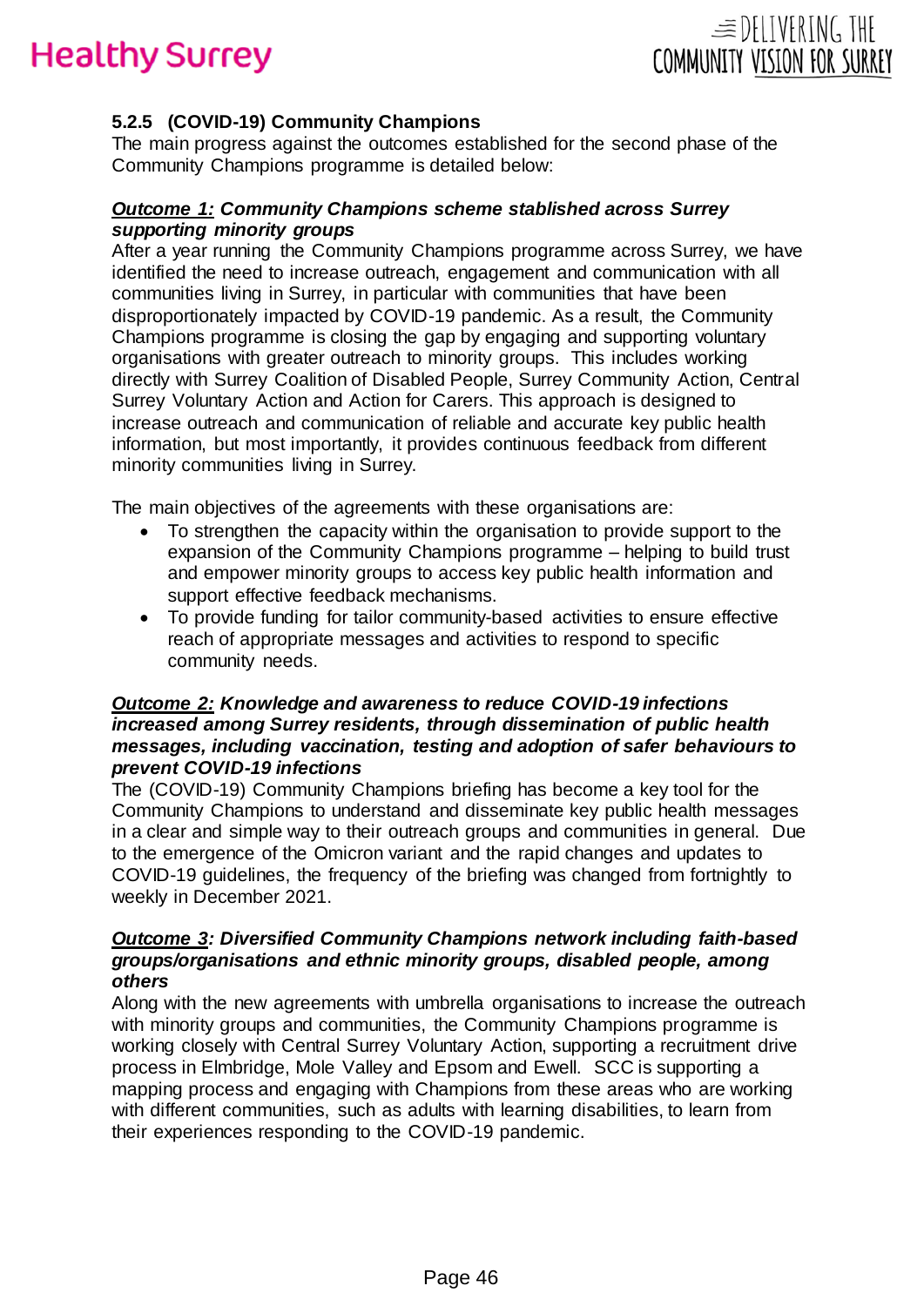### 5.2.5 (COVID-19) Community Champions

The main progress against the outcomes established for the second phase of the Community Champions programme is detailed below:

***<u>Outcome 1:</u> Community Champions scheme stablished across Surrey supporting minority groups***

After a year running the Community Champions programme across Surrey, we have identified the need to increase outreach, engagement and communication with all communities living in Surrey, in particular with communities that have been disproportionately impacted by COVID-19 pandemic. As a result, the Community Champions programme is closing the gap by engaging and supporting voluntary organisations with greater outreach to minority groups. This includes working directly with Surrey Coalition of Disabled People, Surrey Community Action, Central Surrey Voluntary Action and Action for Carers. This approach is designed to increase outreach and communication of reliable and accurate key public health information, but most importantly, it provides continuous feedback from different minority communities living in Surrey.

The main objectives of the agreements with these organisations are:

- To strengthen the capacity within the organisation to provide support to the expansion of the Community Champions programme – helping to build trust and empower minority groups to access key public health information and support effective feedback mechanisms.
- To provide funding for tailor community-based activities to ensure effective reach of appropriate messages and activities to respond to specific community needs.

***<u>Outcome 2:</u> Knowledge and awareness to reduce COVID-19 infections increased among Surrey residents, through dissemination of public health messages, including vaccination, testing and adoption of safer behaviours to prevent COVID-19 infections***

The (COVID-19) Community Champions briefing has become a key tool for the Community Champions to understand and disseminate key public health messages in a clear and simple way to their outreach groups and communities in general. Due to the emergence of the Omicron variant and the rapid changes and updates to COVID-19 guidelines, the frequency of the briefing was changed from fortnightly to weekly in December 2021.

***<u>Outcome 3</u>: Diversified Community Champions network including faith-based groups/organisations and ethnic minority groups, disabled people, among others***

Along with the new agreements with umbrella organisations to increase the outreach with minority groups and communities, the Community Champions programme is working closely with Central Surrey Voluntary Action, supporting a recruitment drive process in Elmbridge, Mole Valley and Epsom and Ewell. SCC is supporting a mapping process and engaging with Champions from these areas who are working with different communities, such as adults with learning disabilities, to learn from their experiences responding to the COVID-19 pandemic.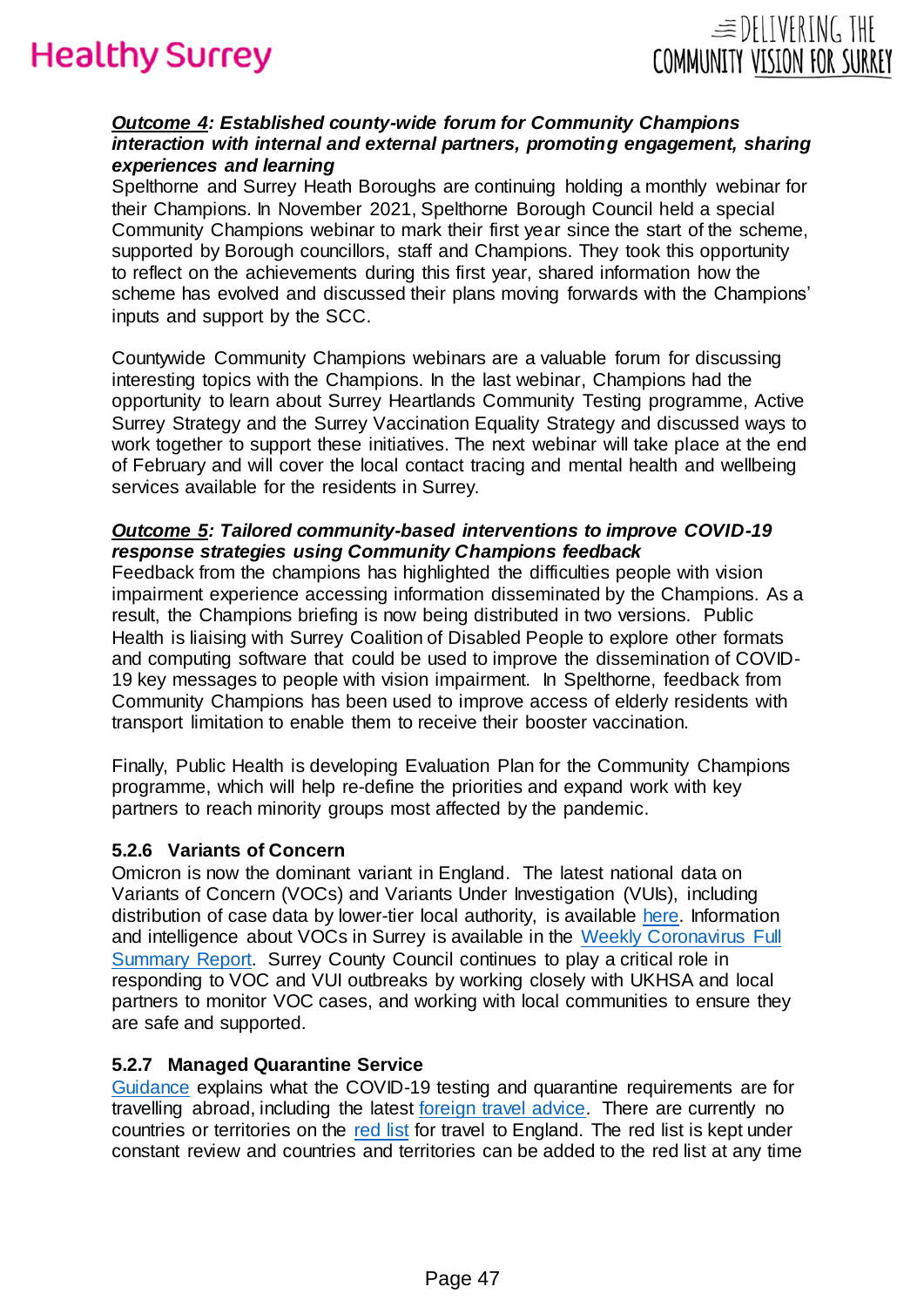***Outcome 4*: Established county-wide forum for Community Champions interaction with internal and external partners, promoting engagement, sharing experiences and learning**

Spelthorne and Surrey Heath Boroughs are continuing holding a monthly webinar for their Champions. In November 2021, Spelthorne Borough Council held a special Community Champions webinar to mark their first year since the start of the scheme, supported by Borough councillors, staff and Champions. They took this opportunity to reflect on the achievements during this first year, shared information how the scheme has evolved and discussed their plans moving forwards with the Champions' inputs and support by the SCC.

Countywide Community Champions webinars are a valuable forum for discussing interesting topics with the Champions. In the last webinar, Champions had the opportunity to learn about Surrey Heartlands Community Testing programme, Active Surrey Strategy and the Surrey Vaccination Equality Strategy and discussed ways to work together to support these initiatives. The next webinar will take place at the end of February and will cover the local contact tracing and mental health and wellbeing services available for the residents in Surrey.

***Outcome 5*: Tailored community-based interventions to improve COVID-19 response strategies using Community Champions feedback**

Feedback from the champions has highlighted the difficulties people with vision impairment experience accessing information disseminated by the Champions. As a result, the Champions briefing is now being distributed in two versions. Public Health is liaising with Surrey Coalition of Disabled People to explore other formats and computing software that could be used to improve the dissemination of COVID-19 key messages to people with vision impairment. In Spelthorne, feedback from Community Champions has been used to improve access of elderly residents with transport limitation to enable them to receive their booster vaccination.

Finally, Public Health is developing Evaluation Plan for the Community Champions programme, which will help re-define the priorities and expand work with key partners to reach minority groups most affected by the pandemic.

### 5.2.6 Variants of Concern

Omicron is now the dominant variant in England. The latest national data on Variants of Concern (VOCs) and Variants Under Investigation (VUIs), including distribution of case data by lower-tier local authority, is available here. Information and intelligence about VOCs in Surrey is available in the Weekly Coronavirus Full Summary Report. Surrey County Council continues to play a critical role in responding to VOC and VUI outbreaks by working closely with UKHSA and local partners to monitor VOC cases, and working with local communities to ensure they are safe and supported.

### 5.2.7 Managed Quarantine Service

Guidance explains what the COVID-19 testing and quarantine requirements are for travelling abroad, including the latest foreign travel advice. There are currently no countries or territories on the red list for travel to England. The red list is kept under constant review and countries and territories can be added to the red list at any time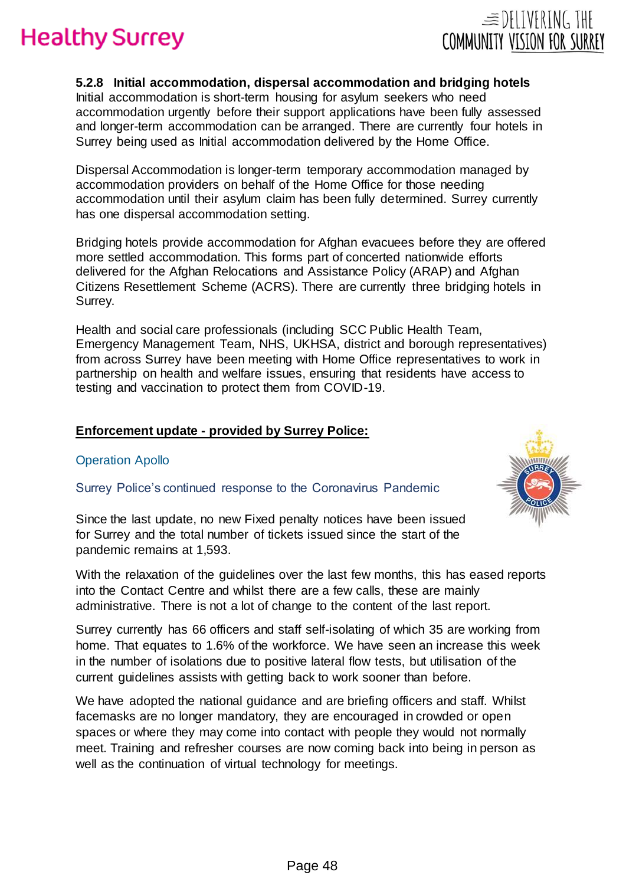#### 5.2.8 Initial accommodation, dispersal accommodation and bridging hotels

Initial accommodation is short-term housing for asylum seekers who need accommodation urgently before their support applications have been fully assessed and longer-term accommodation can be arranged. There are currently four hotels in Surrey being used as Initial accommodation delivered by the Home Office.

Dispersal Accommodation is longer-term temporary accommodation managed by accommodation providers on behalf of the Home Office for those needing accommodation until their asylum claim has been fully determined. Surrey currently has one dispersal accommodation setting.

Bridging hotels provide accommodation for Afghan evacuees before they are offered more settled accommodation. This forms part of concerted nationwide efforts delivered for the Afghan Relocations and Assistance Policy (ARAP) and Afghan Citizens Resettlement Scheme (ACRS). There are currently three bridging hotels in Surrey.

Health and social care professionals (including SCC Public Health Team, Emergency Management Team, NHS, UKHSA, district and borough representatives) from across Surrey have been meeting with Home Office representatives to work in partnership on health and welfare issues, ensuring that residents have access to testing and vaccination to protect them from COVID-19.

**Enforcement update - provided by Surrey Police:**

Operation Apollo

Surrey Police's continued response to the Coronavirus Pandemic

Since the last update, no new Fixed penalty notices have been issued for Surrey and the total number of tickets issued since the start of the pandemic remains at 1,593.

With the relaxation of the guidelines over the last few months, this has eased reports into the Contact Centre and whilst there are a few calls, these are mainly administrative. There is not a lot of change to the content of the last report.

Surrey currently has 66 officers and staff self-isolating of which 35 are working from home. That equates to 1.6% of the workforce. We have seen an increase this week in the number of isolations due to positive lateral flow tests, but utilisation of the current guidelines assists with getting back to work sooner than before.

We have adopted the national guidance and are briefing officers and staff. Whilst facemasks are no longer mandatory, they are encouraged in crowded or open spaces or where they may come into contact with people they would not normally meet. Training and refresher courses are now coming back into being in person as well as the continuation of virtual technology for meetings.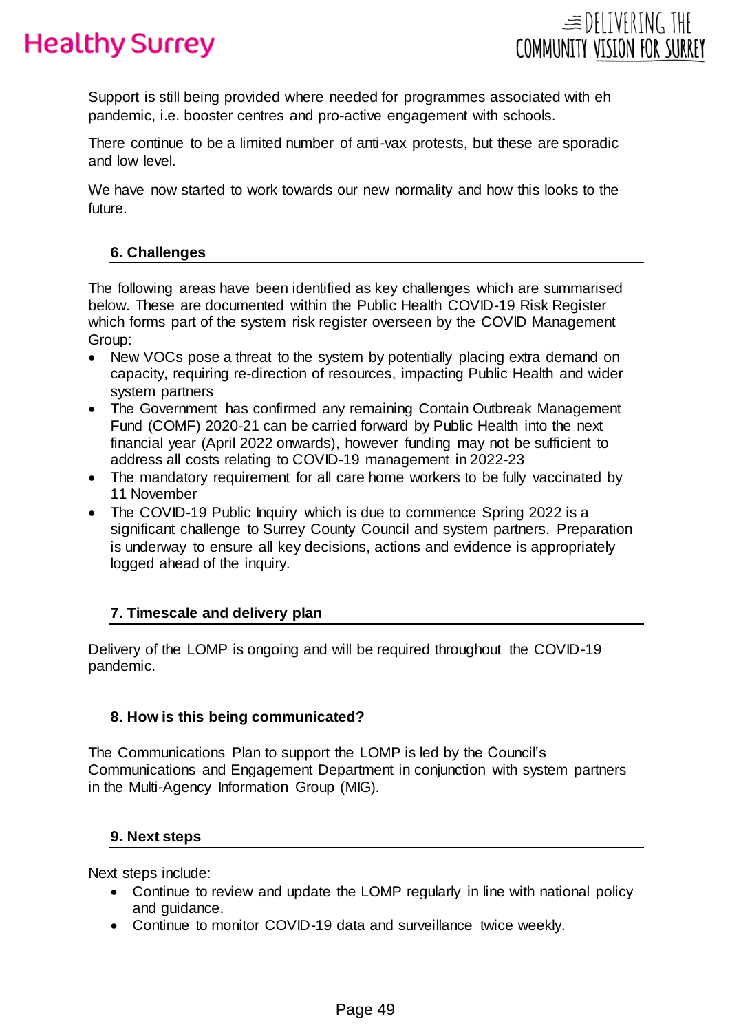Support is still being provided where needed for programmes associated with eh pandemic, i.e. booster centres and pro-active engagement with schools.

There continue to be a limited number of anti-vax protests, but these are sporadic and low level.

We have now started to work towards our new normality and how this looks to the future.

## 6. Challenges

The following areas have been identified as key challenges which are summarised below. These are documented within the Public Health COVID-19 Risk Register which forms part of the system risk register overseen by the COVID Management Group:

- New VOCs pose a threat to the system by potentially placing extra demand on capacity, requiring re-direction of resources, impacting Public Health and wider system partners
- The Government has confirmed any remaining Contain Outbreak Management Fund (COMF) 2020-21 can be carried forward by Public Health into the next financial year (April 2022 onwards), however funding may not be sufficient to address all costs relating to COVID-19 management in 2022-23
- The mandatory requirement for all care home workers to be fully vaccinated by 11 November
- The COVID-19 Public Inquiry which is due to commence Spring 2022 is a significant challenge to Surrey County Council and system partners. Preparation is underway to ensure all key decisions, actions and evidence is appropriately logged ahead of the inquiry.

## 7. Timescale and delivery plan

Delivery of the LOMP is ongoing and will be required throughout the COVID-19 pandemic.

## 8. How is this being communicated?

The Communications Plan to support the LOMP is led by the Council's Communications and Engagement Department in conjunction with system partners in the Multi-Agency Information Group (MIG).

## 9. Next steps

Next steps include:

- Continue to review and update the LOMP regularly in line with national policy and guidance.
- Continue to monitor COVID-19 data and surveillance twice weekly.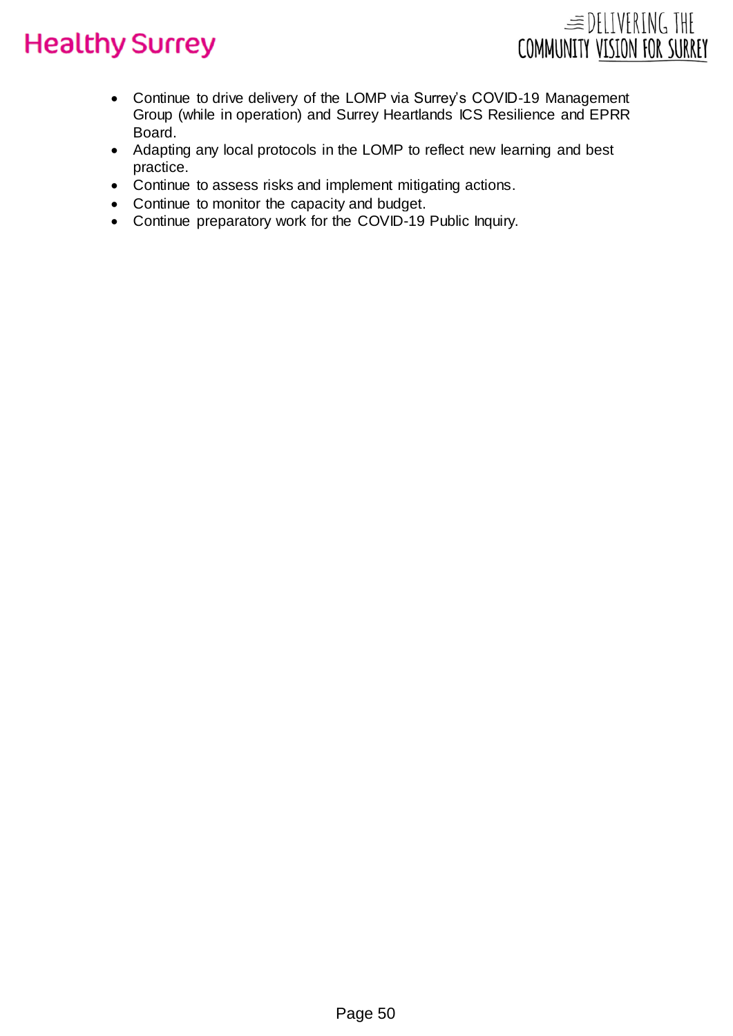- Continue to drive delivery of the LOMP via Surrey's COVID-19 Management Group (while in operation) and Surrey Heartlands ICS Resilience and EPRR Board.
- Adapting any local protocols in the LOMP to reflect new learning and best practice.
- Continue to assess risks and implement mitigating actions.
- Continue to monitor the capacity and budget.
- Continue preparatory work for the COVID-19 Public Inquiry.